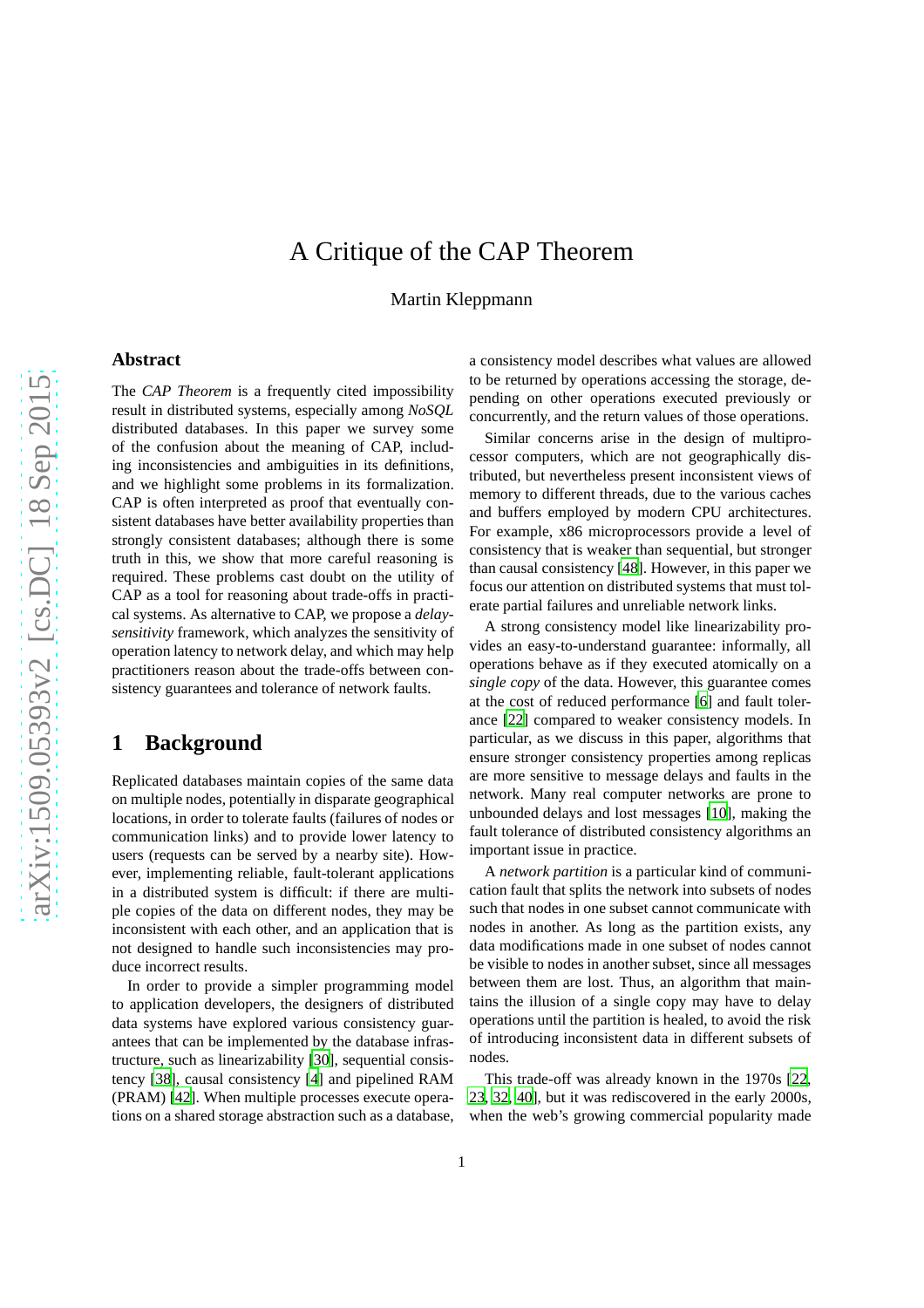# A Critique of the CAP Theorem

Martin Kleppmann

## Abstract

The *CAP Theorem* is a frequently cited impossibility result in distributed systems, especially among *NoSQL* distributed databases. In this paper we survey some of the confusion about the meaning of CAP, including inconsistencies and ambiguities in its definitions, and we highlight some problems in its formalization. CAP is often interpreted as proof that eventually consistent databases have better availability properties than strongly consistent databases; although there is some truth in this, we show that more careful reasoning is required. These problems cast doubt on the utility of CAP as a tool for reasoning about trade-offs in practical systems. As alternative to CAP, we propose a *delay-sensitivity* framework, which analyzes the sensitivity of operation latency to network delay, and which may help practitioners reason about the trade-offs between consistency guarantees and tolerance of network faults.

## 1 Background

Replicated databases maintain copies of the same data on multiple nodes, potentially in disparate geographical locations, in order to tolerate faults (failures of nodes or communication links) and to provide lower latency to users (requests can be served by a nearby site). However, implementing reliable, fault-tolerant applications in a distributed system is difficult: if there are multiple copies of the data on different nodes, they may be inconsistent with each other, and an application that is not designed to handle such inconsistencies may produce incorrect results.

In order to provide a simpler programming model to application developers, the designers of distributed data systems have explored various consistency guarantees that can be implemented by the database infrastructure, such as linearizability [30], sequential consistency [38], causal consistency [4] and pipelined RAM (PRAM) [42]. When multiple processes execute operations on a shared storage abstraction such as a database, a consistency model describes what values are allowed to be returned by operations accessing the storage, depending on other operations executed previously or concurrently, and the return values of those operations.

Similar concerns arise in the design of multiprocessor computers, which are not geographically distributed, but nevertheless present inconsistent views of memory to different threads, due to the various caches and buffers employed by modern CPU architectures. For example, x86 microprocessors provide a level of consistency that is weaker than sequential, but stronger than causal consistency [48]. However, in this paper we focus our attention on distributed systems that must tolerate partial failures and unreliable network links.

A strong consistency model like linearizability provides an easy-to-understand guarantee: informally, all operations behave as if they executed atomically on a *single copy* of the data. However, this guarantee comes at the cost of reduced performance [6] and fault tolerance [22] compared to weaker consistency models. In particular, as we discuss in this paper, algorithms that ensure stronger consistency properties among replicas are more sensitive to message delays and faults in the network. Many real computer networks are prone to unbounded delays and lost messages [10], making the fault tolerance of distributed consistency algorithms an important issue in practice.

A *network partition* is a particular kind of communication fault that splits the network into subsets of nodes such that nodes in one subset cannot communicate with nodes in another. As long as the partition exists, any data modifications made in one subset of nodes cannot be visible to nodes in another subset, since all messages between them are lost. Thus, an algorithm that maintains the illusion of a single copy may have to delay operations until the partition is healed, to avoid the risk of introducing inconsistent data in different subsets of nodes.

This trade-off was already known in the 1970s [22, 23, 32, 40], but it was rediscovered in the early 2000s, when the web's growing commercial popularity made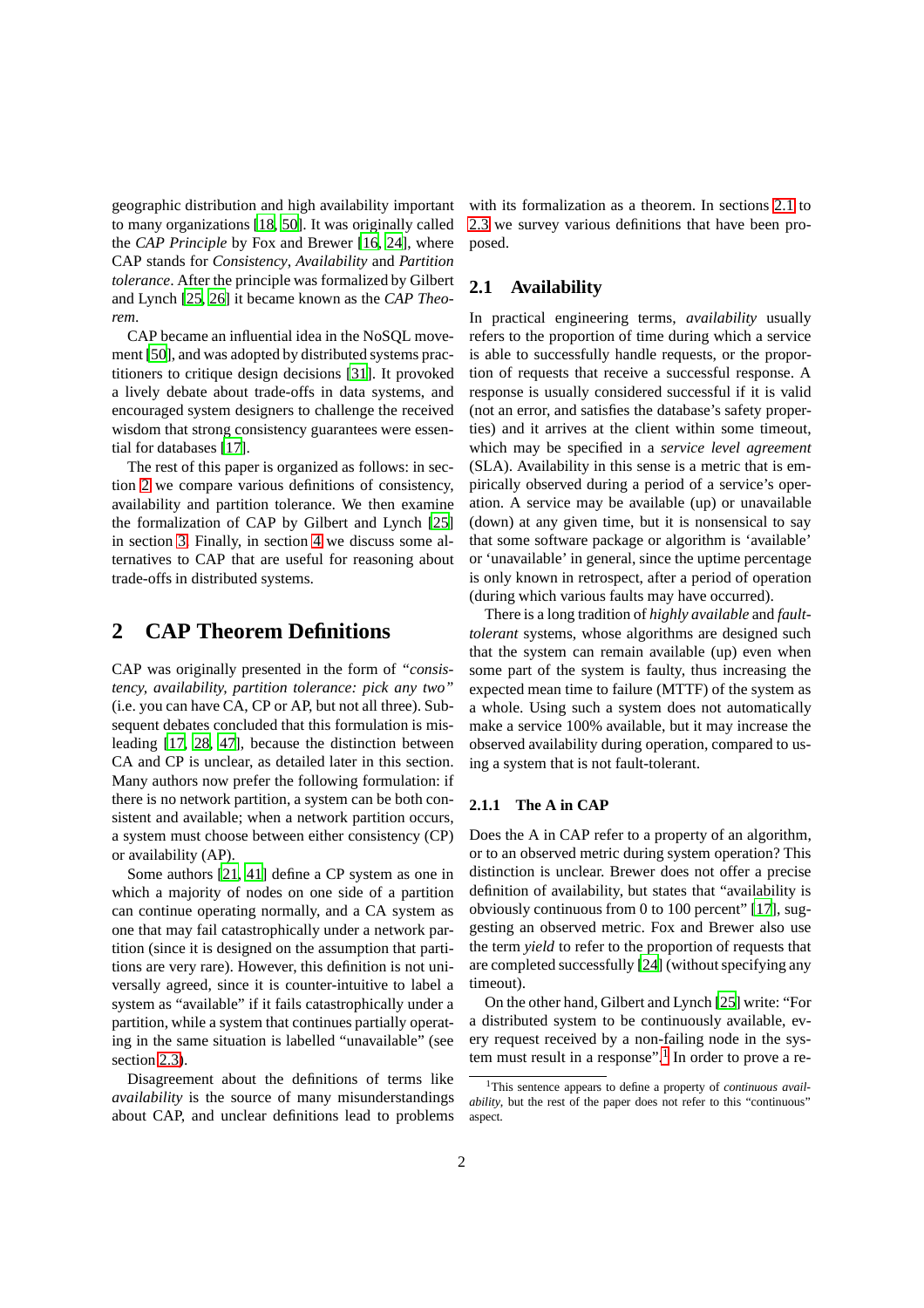geographic distribution and high availability important to many organizations [18, 50]. It was originally called the *CAP Principle* by Fox and Brewer [16, 24], where CAP stands for *Consistency*, *Availability* and *Partition tolerance*. After the principle was formalized by Gilbert and Lynch [25, 26] it became known as the *CAP Theorem*.

CAP became an influential idea in the NoSQL movement [50], and was adopted by distributed systems practitioners to critique design decisions [31]. It provoked a lively debate about trade-offs in data systems, and encouraged system designers to challenge the received wisdom that strong consistency guarantees were essential for databases [17].

The rest of this paper is organized as follows: in section 2 we compare various definitions of consistency, availability and partition tolerance. We then examine the formalization of CAP by Gilbert and Lynch [25] in section 3. Finally, in section 4 we discuss some alternatives to CAP that are useful for reasoning about trade-offs in distributed systems.

## 2 CAP Theorem Definitions

CAP was originally presented in the form of *"consistency, availability, partition tolerance: pick any two"* (i.e. you can have CA, CP or AP, but not all three). Subsequent debates concluded that this formulation is misleading [17, 28, 47], because the distinction between CA and CP is unclear, as detailed later in this section. Many authors now prefer the following formulation: if there is no network partition, a system can be both consistent and available; when a network partition occurs, a system must choose between either consistency (CP) or availability (AP).

Some authors [21, 41] define a CP system as one in which a majority of nodes on one side of a partition can continue operating normally, and a CA system as one that may fail catastrophically under a network partition (since it is designed on the assumption that partitions are very rare). However, this definition is not universally agreed, since it is counter-intuitive to label a system as "available" if it fails catastrophically under a partition, while a system that continues partially operating in the same situation is labelled "unavailable" (see section 2.3).

Disagreement about the definitions of terms like *availability* is the source of many misunderstandings about CAP, and unclear definitions lead to problems with its formalization as a theorem. In sections 2.1 to 2.3 we survey various definitions that have been proposed.

### 2.1 Availability

In practical engineering terms, *availability* usually refers to the proportion of time during which a service is able to successfully handle requests, or the proportion of requests that receive a successful response. A response is usually considered successful if it is valid (not an error, and satisfies the database's safety properties) and it arrives at the client within some timeout, which may be specified in a *service level agreement* (SLA). Availability in this sense is a metric that is empirically observed during a period of a service's operation. A service may be available (up) or unavailable (down) at any given time, but it is nonsensical to say that some software package or algorithm is 'available' or 'unavailable' in general, since the uptime percentage is only known in retrospect, after a period of operation (during which various faults may have occurred).

There is a long tradition of *highly available* and *fault-tolerant* systems, whose algorithms are designed such that the system can remain available (up) even when some part of the system is faulty, thus increasing the expected mean time to failure (MTTF) of the system as a whole. Using such a system does not automatically make a service 100% available, but it may increase the observed availability during operation, compared to using a system that is not fault-tolerant.

#### 2.1.1 The A in CAP

Does the A in CAP refer to a property of an algorithm, or to an observed metric during system operation? This distinction is unclear. Brewer does not offer a precise definition of availability, but states that "availability is obviously continuous from 0 to 100 percent" [17], suggesting an observed metric. Fox and Brewer also use the term *yield* to refer to the proportion of requests that are completed successfully [24] (without specifying any timeout).

On the other hand, Gilbert and Lynch [25] write: "For a distributed system to be continuously available, every request received by a non-failing node in the system must result in a response".[1] In order to prove a re-

[1] This sentence appears to define a property of *continuous availability*, but the rest of the paper does not refer to this "continuous" aspect.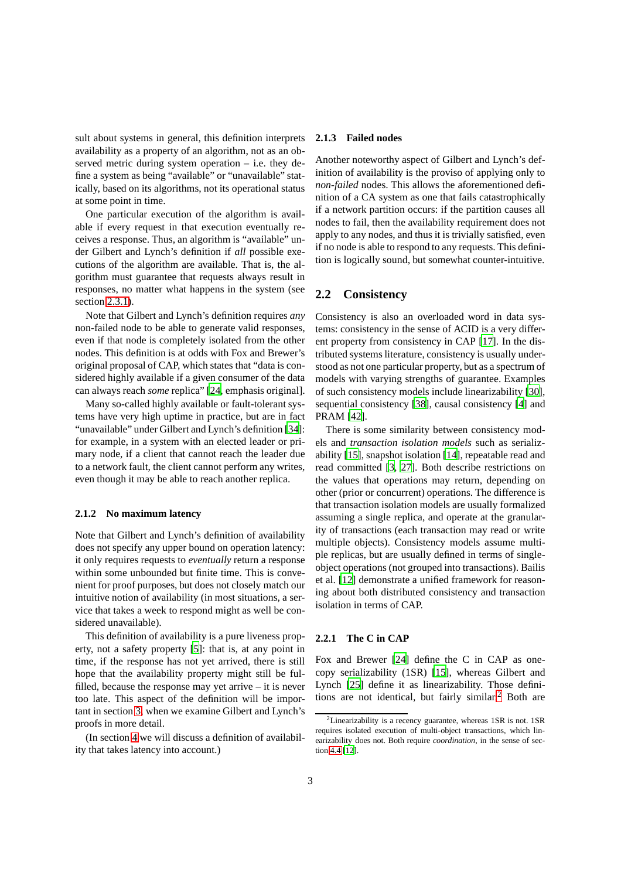sult about systems in general, this definition interprets availability as a property of an algorithm, not as an observed metric during system operation – i.e. they define a system as being "available" or "unavailable" statically, based on its algorithms, not its operational status at some point in time.

One particular execution of the algorithm is available if every request in that execution eventually receives a response. Thus, an algorithm is "available" under Gilbert and Lynch's definition if *all* possible executions of the algorithm are available. That is, the algorithm must guarantee that requests always result in responses, no matter what happens in the system (see section 2.3.1).

Note that Gilbert and Lynch's definition requires *any* non-failed node to be able to generate valid responses, even if that node is completely isolated from the other nodes. This definition is at odds with Fox and Brewer's original proposal of CAP, which states that "data is considered highly available if a given consumer of the data can always reach *some* replica" [24, emphasis original].

Many so-called highly available or fault-tolerant systems have very high uptime in practice, but are in fact "unavailable" under Gilbert and Lynch's definition [34]: for example, in a system with an elected leader or primary node, if a client that cannot reach the leader due to a network fault, the client cannot perform any writes, even though it may be able to reach another replica.

#### 2.1.2 No maximum latency

Note that Gilbert and Lynch's definition of availability does not specify any upper bound on operation latency: it only requires requests to *eventually* return a response within some unbounded but finite time. This is convenient for proof purposes, but does not closely match our intuitive notion of availability (in most situations, a service that takes a week to respond might as well be considered unavailable).

This definition of availability is a pure liveness property, not a safety property [5]: that is, at any point in time, if the response has not yet arrived, there is still hope that the availability property might still be fulfilled, because the response may yet arrive – it is never too late. This aspect of the definition will be important in section 3, when we examine Gilbert and Lynch's proofs in more detail.

(In section 4 we will discuss a definition of availability that takes latency into account.)

#### 2.1.3 Failed nodes

Another noteworthy aspect of Gilbert and Lynch's definition of availability is the proviso of applying only to *non-failed* nodes. This allows the aforementioned definition of a CA system as one that fails catastrophically if a network partition occurs: if the partition causes all nodes to fail, then the availability requirement does not apply to any nodes, and thus it is trivially satisfied, even if no node is able to respond to any requests. This definition is logically sound, but somewhat counter-intuitive.

### 2.2 Consistency

Consistency is also an overloaded word in data systems: consistency in the sense of ACID is a very different property from consistency in CAP [17]. In the distributed systems literature, consistency is usually understood as not one particular property, but as a spectrum of models with varying strengths of guarantee. Examples of such consistency models include linearizability [30], sequential consistency [38], causal consistency [4] and PRAM [42].

There is some similarity between consistency models and *transaction isolation models* such as serializability [15], snapshot isolation [14], repeatable read and read committed [3, 27]. Both describe restrictions on the values that operations may return, depending on other (prior or concurrent) operations. The difference is that transaction isolation models are usually formalized assuming a single replica, and operate at the granularity of transactions (each transaction may read or write multiple objects). Consistency models assume multiple replicas, but are usually defined in terms of single-object operations (not grouped into transactions). Bailis et al. [12] demonstrate a unified framework for reasoning about both distributed consistency and transaction isolation in terms of CAP.

#### 2.2.1 The C in CAP

Fox and Brewer [24] define the C in CAP as one-copy serializability (1SR) [15], whereas Gilbert and Lynch [25] define it as linearizability. Those definitions are not identical, but fairly similar.[2] Both are

[2] Linearizability is a recency guarantee, whereas 1SR is not. 1SR requires isolated execution of multi-object transactions, which linearizability does not. Both require *coordination*, in the sense of section 4.4 [12].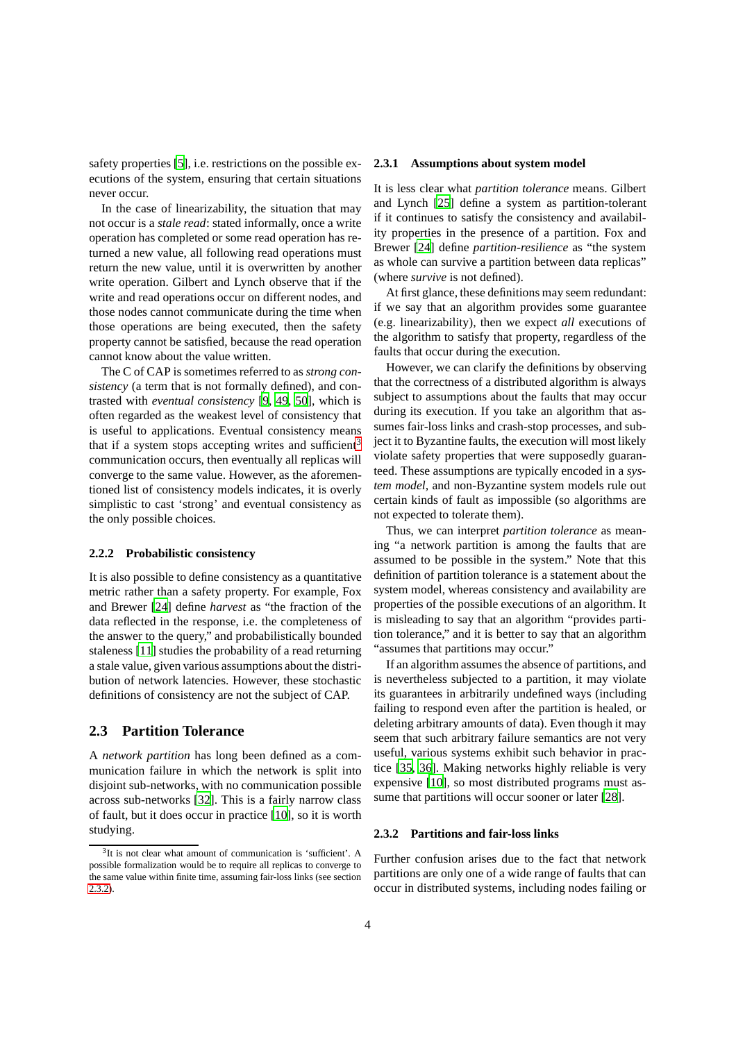safety properties [5], i.e. restrictions on the possible executions of the system, ensuring that certain situations never occur.

In the case of linearizability, the situation that may not occur is a *stale read*: stated informally, once a write operation has completed or some read operation has returned a new value, all following read operations must return the new value, until it is overwritten by another write operation. Gilbert and Lynch observe that if the write and read operations occur on different nodes, and those nodes cannot communicate during the time when those operations are being executed, then the safety property cannot be satisfied, because the read operation cannot know about the value written.

The C of CAP is sometimes referred to as *strong consistency* (a term that is not formally defined), and contrasted with *eventual consistency* [9, 49, 50], which is often regarded as the weakest level of consistency that is useful to applications. Eventual consistency means that if a system stops accepting writes and sufficient[3] communication occurs, then eventually all replicas will converge to the same value. However, as the aforementioned list of consistency models indicates, it is overly simplistic to cast 'strong' and eventual consistency as the only possible choices.

#### 2.2.2 Probabilistic consistency

It is also possible to define consistency as a quantitative metric rather than a safety property. For example, Fox and Brewer [24] define *harvest* as "the fraction of the data reflected in the response, i.e. the completeness of the answer to the query," and probabilistically bounded staleness [11] studies the probability of a read returning a stale value, given various assumptions about the distribution of network latencies. However, these stochastic definitions of consistency are not the subject of CAP.

### 2.3 Partition Tolerance

A *network partition* has long been defined as a communication failure in which the network is split into disjoint sub-networks, with no communication possible across sub-networks [32]. This is a fairly narrow class of fault, but it does occur in practice [10], so it is worth studying.

[3] It is not clear what amount of communication is 'sufficient'. A possible formalization would be to require all replicas to converge to the same value within finite time, assuming fair-loss links (see section 2.3.2).

#### 2.3.1 Assumptions about system model

It is less clear what *partition tolerance* means. Gilbert and Lynch [25] define a system as partition-tolerant if it continues to satisfy the consistency and availability properties in the presence of a partition. Fox and Brewer [24] define *partition-resilience* as "the system as whole can survive a partition between data replicas" (where *survive* is not defined).

At first glance, these definitions may seem redundant: if we say that an algorithm provides some guarantee (e.g. linearizability), then we expect *all* executions of the algorithm to satisfy that property, regardless of the faults that occur during the execution.

However, we can clarify the definitions by observing that the correctness of a distributed algorithm is always subject to assumptions about the faults that may occur during its execution. If you take an algorithm that assumes fair-loss links and crash-stop processes, and subject it to Byzantine faults, the execution will most likely violate safety properties that were supposedly guaranteed. These assumptions are typically encoded in a *system model*, and non-Byzantine system models rule out certain kinds of fault as impossible (so algorithms are not expected to tolerate them).

Thus, we can interpret *partition tolerance* as meaning "a network partition is among the faults that are assumed to be possible in the system." Note that this definition of partition tolerance is a statement about the system model, whereas consistency and availability are properties of the possible executions of an algorithm. It is misleading to say that an algorithm "provides partition tolerance," and it is better to say that an algorithm "assumes that partitions may occur."

If an algorithm assumes the absence of partitions, and is nevertheless subjected to a partition, it may violate its guarantees in arbitrarily undefined ways (including failing to respond even after the partition is healed, or deleting arbitrary amounts of data). Even though it may seem that such arbitrary failure semantics are not very useful, various systems exhibit such behavior in practice [35, 36]. Making networks highly reliable is very expensive [10], so most distributed programs must assume that partitions will occur sooner or later [28].

#### 2.3.2 Partitions and fair-loss links

Further confusion arises due to the fact that network partitions are only one of a wide range of faults that can occur in distributed systems, including nodes failing or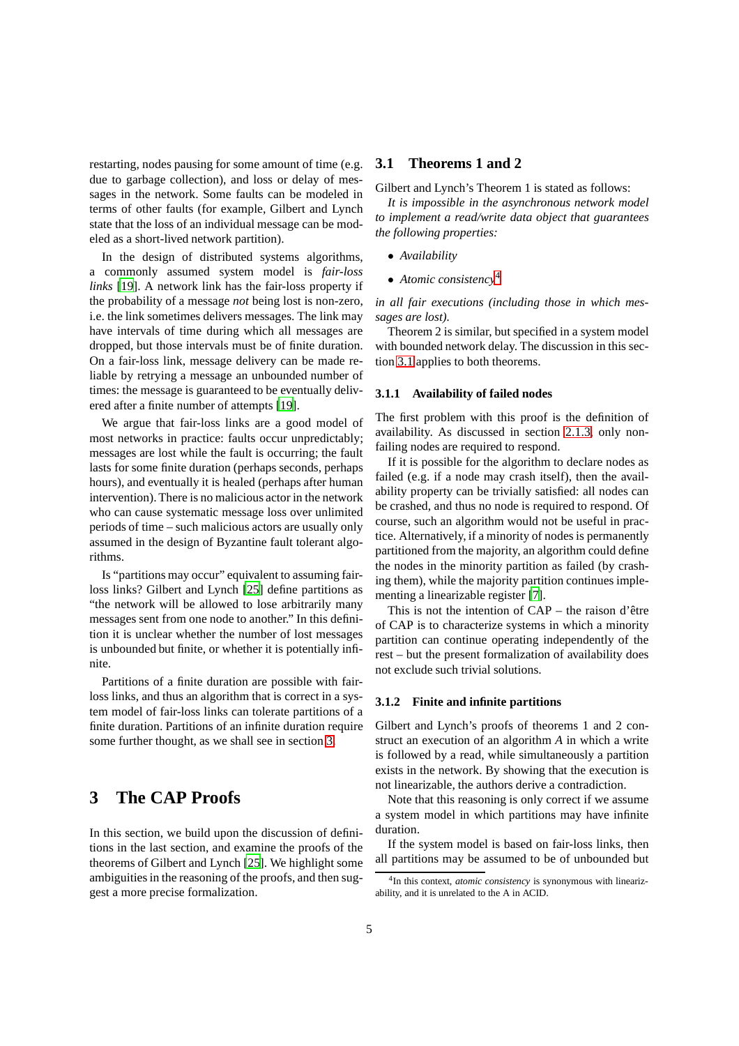restarting, nodes pausing for some amount of time (e.g. due to garbage collection), and loss or delay of messages in the network. Some faults can be modeled in terms of other faults (for example, Gilbert and Lynch state that the loss of an individual message can be modeled as a short-lived network partition).

In the design of distributed systems algorithms, a commonly assumed system model is *fair-loss links* [19]. A network link has the fair-loss property if the probability of a message *not* being lost is non-zero, i.e. the link sometimes delivers messages. The link may have intervals of time during which all messages are dropped, but those intervals must be of finite duration. On a fair-loss link, message delivery can be made reliable by retrying a message an unbounded number of times: the message is guaranteed to be eventually delivered after a finite number of attempts [19].

We argue that fair-loss links are a good model of most networks in practice: faults occur unpredictably; messages are lost while the fault is occurring; the fault lasts for some finite duration (perhaps seconds, perhaps hours), and eventually it is healed (perhaps after human intervention). There is no malicious actor in the network who can cause systematic message loss over unlimited periods of time – such malicious actors are usually only assumed in the design of Byzantine fault tolerant algorithms.

Is "partitions may occur" equivalent to assuming fair-loss links? Gilbert and Lynch [25] define partitions as "the network will be allowed to lose arbitrarily many messages sent from one node to another." In this definition it is unclear whether the number of lost messages is unbounded but finite, or whether it is potentially infinite.

Partitions of a finite duration are possible with fair-loss links, and thus an algorithm that is correct in a system model of fair-loss links can tolerate partitions of a finite duration. Partitions of an infinite duration require some further thought, as we shall see in section 3.

# 3 The CAP Proofs

In this section, we build upon the discussion of definitions in the last section, and examine the proofs of the theorems of Gilbert and Lynch [25]. We highlight some ambiguities in the reasoning of the proofs, and then suggest a more precise formalization.

## 3.1 Theorems 1 and 2

Gilbert and Lynch's Theorem 1 is stated as follows:

*It is impossible in the asynchronous network model to implement a read/write data object that guarantees the following properties:*

- *Availability*
- *Atomic consistency*[4]

*in all fair executions (including those in which messages are lost).*

Theorem 2 is similar, but specified in a system model with bounded network delay. The discussion in this section 3.1 applies to both theorems.

### 3.1.1 Availability of failed nodes

The first problem with this proof is the definition of availability. As discussed in section 2.1.3, only non-failing nodes are required to respond.

If it is possible for the algorithm to declare nodes as failed (e.g. if a node may crash itself), then the availability property can be trivially satisfied: all nodes can be crashed, and thus no node is required to respond. Of course, such an algorithm would not be useful in practice. Alternatively, if a minority of nodes is permanently partitioned from the majority, an algorithm could define the nodes in the minority partition as failed (by crashing them), while the majority partition continues implementing a linearizable register [7].

This is not the intention of CAP – the raison d'être of CAP is to characterize systems in which a minority partition can continue operating independently of the rest – but the present formalization of availability does not exclude such trivial solutions.

### 3.1.2 Finite and infinite partitions

Gilbert and Lynch's proofs of theorems 1 and 2 construct an execution of an algorithm *A* in which a write is followed by a read, while simultaneously a partition exists in the network. By showing that the execution is not linearizable, the authors derive a contradiction.

Note that this reasoning is only correct if we assume a system model in which partitions may have infinite duration.

If the system model is based on fair-loss links, then all partitions may be assumed to be of unbounded but

[4] In this context, *atomic consistency* is synonymous with linearizability, and it is unrelated to the A in ACID.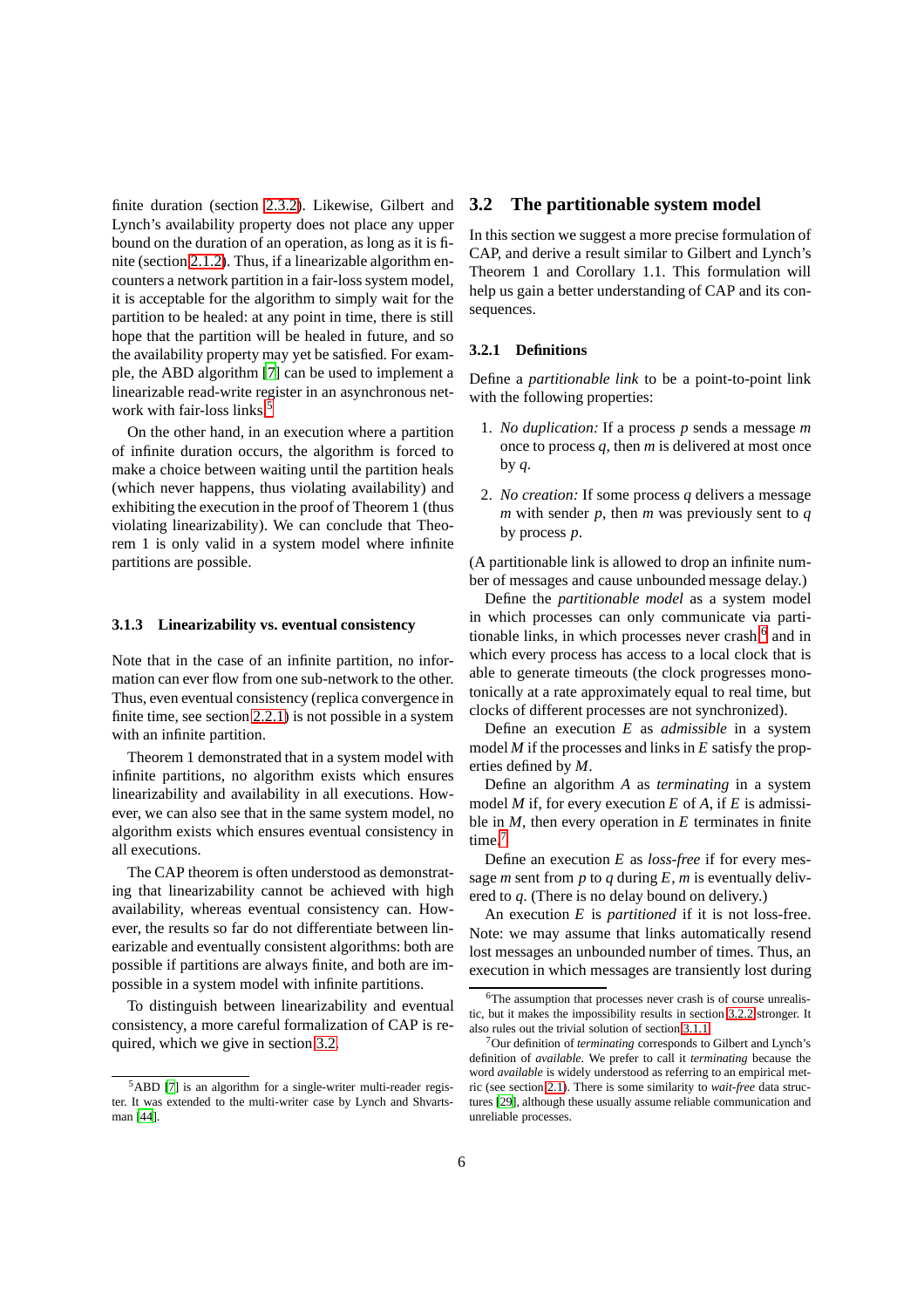finite duration (section 2.3.2). Likewise, Gilbert and Lynch's availability property does not place any upper bound on the duration of an operation, as long as it is finite (section 2.1.2). Thus, if a linearizable algorithm encounters a network partition in a fair-loss system model, it is acceptable for the algorithm to simply wait for the partition to be healed: at any point in time, there is still hope that the partition will be healed in future, and so the availability property may yet be satisfied. For example, the ABD algorithm [7] can be used to implement a linearizable read-write register in an asynchronous network with fair-loss links.[5]

On the other hand, in an execution where a partition of infinite duration occurs, the algorithm is forced to make a choice between waiting until the partition heals (which never happens, thus violating availability) and exhibiting the execution in the proof of Theorem 1 (thus violating linearizability). We can conclude that Theorem 1 is only valid in a system model where infinite partitions are possible.

### 3.1.3 Linearizability vs. eventual consistency

Note that in the case of an infinite partition, no information can ever flow from one sub-network to the other. Thus, even eventual consistency (replica convergence in finite time, see section 2.2.1) is not possible in a system with an infinite partition.

Theorem 1 demonstrated that in a system model with infinite partitions, no algorithm exists which ensures linearizability and availability in all executions. However, we can also see that in the same system model, no algorithm exists which ensures eventual consistency in all executions.

The CAP theorem is often understood as demonstrating that linearizability cannot be achieved with high availability, whereas eventual consistency can. However, the results so far do not differentiate between linearizable and eventually consistent algorithms: both are possible if partitions are always finite, and both are impossible in a system model with infinite partitions.

To distinguish between linearizability and eventual consistency, a more careful formalization of CAP is required, which we give in section 3.2.

[5] ABD [7] is an algorithm for a single-writer multi-reader register. It was extended to the multi-writer case by Lynch and Shvartsman [44].

## 3.2 The partitionable system model

In this section we suggest a more precise formulation of CAP, and derive a result similar to Gilbert and Lynch's Theorem 1 and Corollary 1.1. This formulation will help us gain a better understanding of CAP and its consequences.

### 3.2.1 Definitions

Define a *partitionable link* to be a point-to-point link with the following properties:

1. *No duplication:* If a process $p$ sends a message $m$ once to process $q$, then $m$ is delivered at most once by $q$.

2. *No creation:* If some process $q$ delivers a message $m$ with sender $p$, then $m$ was previously sent to $q$ by process $p$.

(A partitionable link is allowed to drop an infinite number of messages and cause unbounded message delay.)

Define the *partitionable model* as a system model in which processes can only communicate via partitionable links, in which processes never crash,[6] and in which every process has access to a local clock that is able to generate timeouts (the clock progresses monotonically at a rate approximately equal to real time, but clocks of different processes are not synchronized).

Define an execution $E$ as *admissible* in a system model $M$ if the processes and links in $E$ satisfy the properties defined by $M$.

Define an algorithm $A$ as *terminating* in a system model $M$ if, for every execution $E$ of $A$, if $E$ is admissible in $M$, then every operation in $E$ terminates in finite time.[7]

Define an execution $E$ as *loss-free* if for every message $m$ sent from $p$ to $q$ during $E$, $m$ is eventually delivered to $q$. (There is no delay bound on delivery.)

An execution $E$ is *partitioned* if it is not loss-free. Note: we may assume that links automatically resend lost messages an unbounded number of times. Thus, an execution in which messages are transiently lost during

[6] The assumption that processes never crash is of course unrealistic, but it makes the impossibility results in section 3.2.2 stronger. It also rules out the trivial solution of section 3.1.1.

[7] Our definition of *terminating* corresponds to Gilbert and Lynch's definition of *available*. We prefer to call it *terminating* because the word *available* is widely understood as referring to an empirical metric (see section 2.1). There is some similarity to *wait-free* data structures [29], although these usually assume reliable communication and unreliable processes.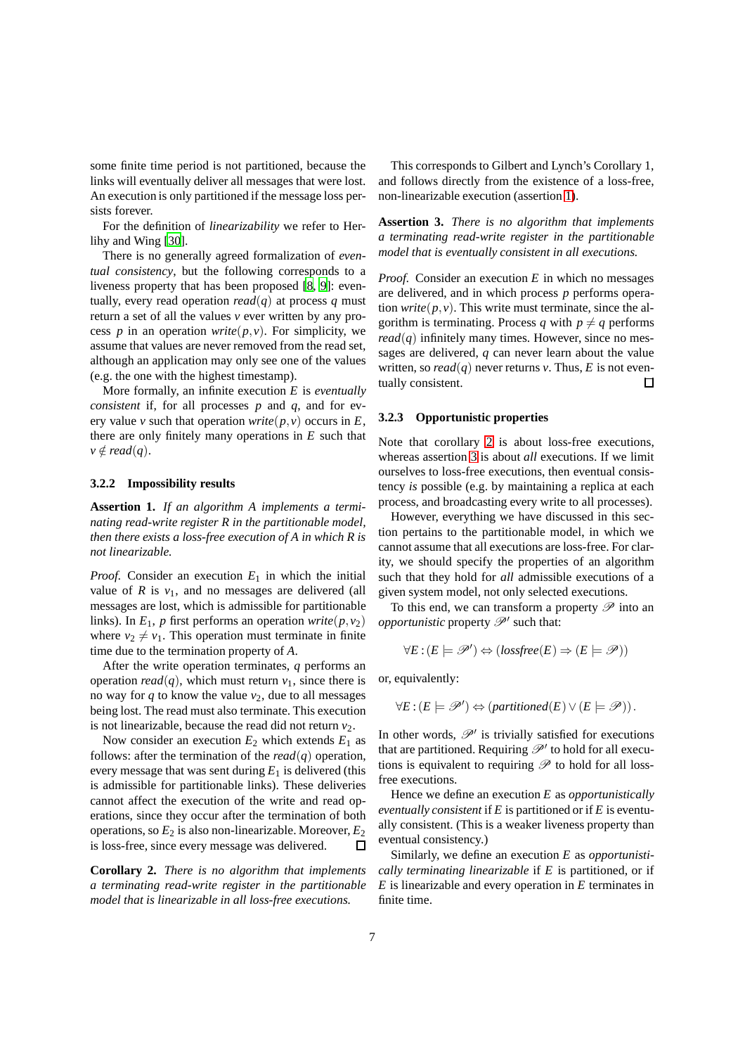some finite time period is not partitioned, because the links will eventually deliver all messages that were lost. An execution is only partitioned if the message loss persists forever.

For the definition of *linearizability* we refer to Herlihy and Wing [30].

There is no generally agreed formalization of *eventual consistency*, but the following corresponds to a liveness property that has been proposed [8, 9]: eventually, every read operation $read(q)$ at process $q$ must return a set of all the values $v$ ever written by any process $p$ in an operation $write(p,v)$. For simplicity, we assume that values are never removed from the read set, although an application may only see one of the values (e.g. the one with the highest timestamp).

More formally, an infinite execution $E$ is *eventually consistent* if, for all processes $p$ and $q$, and for every value $v$ such that operation $write(p,v)$ occurs in $E$, there are only finitely many operations in $E$ such that $v \notin read(q)$.

### 3.2.2 Impossibility results

**Assertion 1.** *If an algorithm A implements a terminating read-write register R in the partitionable model, then there exists a loss-free execution of A in which R is not linearizable.*

*Proof.* Consider an execution $E_1$ in which the initial value of $R$ is $v_1$, and no messages are delivered (all messages are lost, which is admissible for partitionable links). In $E_1$, $p$ first performs an operation $write(p,v_2)$ where $v_2 \neq v_1$. This operation must terminate in finite time due to the termination property of $A$.

After the write operation terminates, $q$ performs an operation $read(q)$, which must return $v_1$, since there is no way for $q$ to know the value $v_2$, due to all messages being lost. The read must also terminate. This execution is not linearizable, because the read did not return $v_2$.

Now consider an execution $E_2$ which extends $E_1$ as follows: after the termination of the $read(q)$ operation, every message that was sent during $E_1$ is delivered (this is admissible for partitionable links). These deliveries cannot affect the execution of the write and read operations, since they occur after the termination of both operations, so $E_2$ is also non-linearizable. Moreover, $E_2$ is loss-free, since every message was delivered. □

**Corollary 2.** *There is no algorithm that implements a terminating read-write register in the partitionable model that is linearizable in all loss-free executions.*

This corresponds to Gilbert and Lynch's Corollary 1, and follows directly from the existence of a loss-free, non-linearizable execution (assertion 1).

**Assertion 3.** *There is no algorithm that implements a terminating read-write register in the partitionable model that is eventually consistent in all executions.*

*Proof.* Consider an execution $E$ in which no messages are delivered, and in which process $p$ performs operation $write(p,v)$. This write must terminate, since the algorithm is terminating. Process $q$ with $p \neq q$ performs $read(q)$ infinitely many times. However, since no messages are delivered, $q$ can never learn about the value written, so $read(q)$ never returns $v$. Thus, $E$ is not eventually consistent. □

### 3.2.3 Opportunistic properties

Note that corollary 2 is about loss-free executions, whereas assertion 3 is about *all* executions. If we limit ourselves to loss-free executions, then eventual consistency *is* possible (e.g. by maintaining a replica at each process, and broadcasting every write to all processes).

However, everything we have discussed in this section pertains to the partitionable model, in which we cannot assume that all executions are loss-free. For clarity, we should specify the properties of an algorithm such that they hold for *all* admissible executions of a given system model, not only selected executions.

To this end, we can transform a property $\mathscr{P}$ into an *opportunistic* property $\mathscr{P}'$ such that:

$$\forall E : (E \models \mathscr{P}') \Leftrightarrow (lossfree(E) \Rightarrow (E \models \mathscr{P}))$$

or, equivalently:

$$\forall E : (E \models \mathscr{P}') \Leftrightarrow (partitioned(E) \vee (E \models \mathscr{P}))\,.$$

In other words, $\mathscr{P}'$ is trivially satisfied for executions that are partitioned. Requiring $\mathscr{P}'$ to hold for all executions is equivalent to requiring $\mathscr{P}$ to hold for all loss-free executions.

Hence we define an execution $E$ as *opportunistically eventually consistent* if $E$ is partitioned or if $E$ is eventually consistent. (This is a weaker liveness property than eventual consistency.)

Similarly, we define an execution $E$ as *opportunistically terminating linearizable* if $E$ is partitioned, or if $E$ is linearizable and every operation in $E$ terminates in finite time.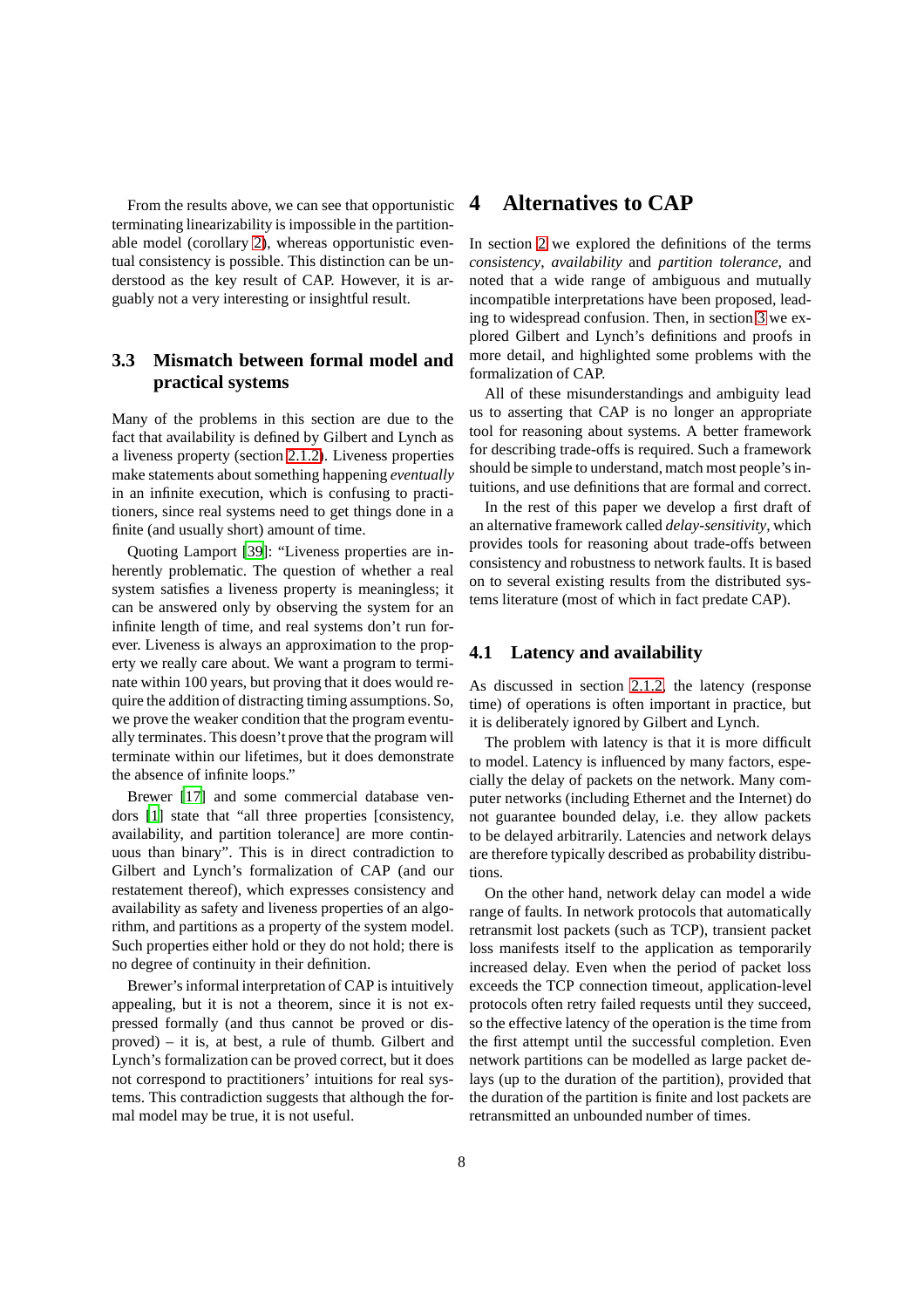From the results above, we can see that opportunistic terminating linearizability is impossible in the partitionable model (corollary 2), whereas opportunistic eventual consistency is possible. This distinction can be understood as the key result of CAP. However, it is arguably not a very interesting or insightful result.

### 3.3 Mismatch between formal model and practical systems

Many of the problems in this section are due to the fact that availability is defined by Gilbert and Lynch as a liveness property (section 2.1.2). Liveness properties make statements about something happening *eventually* in an infinite execution, which is confusing to practitioners, since real systems need to get things done in a finite (and usually short) amount of time.

Quoting Lamport [39]: "Liveness properties are inherently problematic. The question of whether a real system satisfies a liveness property is meaningless; it can be answered only by observing the system for an infinite length of time, and real systems don't run forever. Liveness is always an approximation to the property we really care about. We want a program to terminate within 100 years, but proving that it does would require the addition of distracting timing assumptions. So, we prove the weaker condition that the program eventually terminates. This doesn't prove that the program will terminate within our lifetimes, but it does demonstrate the absence of infinite loops."

Brewer [17] and some commercial database vendors [1] state that "all three properties [consistency, availability, and partition tolerance] are more continuous than binary". This is in direct contradiction to Gilbert and Lynch's formalization of CAP (and our restatement thereof), which expresses consistency and availability as safety and liveness properties of an algorithm, and partitions as a property of the system model. Such properties either hold or they do not hold; there is no degree of continuity in their definition.

Brewer's informal interpretation of CAP is intuitively appealing, but it is not a theorem, since it is not expressed formally (and thus cannot be proved or disproved) – it is, at best, a rule of thumb. Gilbert and Lynch's formalization can be proved correct, but it does not correspond to practitioners' intuitions for real systems. This contradiction suggests that although the formal model may be true, it is not useful.

## 4 Alternatives to CAP

In section 2 we explored the definitions of the terms *consistency*, *availability* and *partition tolerance*, and noted that a wide range of ambiguous and mutually incompatible interpretations have been proposed, leading to widespread confusion. Then, in section 3 we explored Gilbert and Lynch's definitions and proofs in more detail, and highlighted some problems with the formalization of CAP.

All of these misunderstandings and ambiguity lead us to asserting that CAP is no longer an appropriate tool for reasoning about systems. A better framework for describing trade-offs is required. Such a framework should be simple to understand, match most people's intuitions, and use definitions that are formal and correct.

In the rest of this paper we develop a first draft of an alternative framework called *delay-sensitivity*, which provides tools for reasoning about trade-offs between consistency and robustness to network faults. It is based on to several existing results from the distributed systems literature (most of which in fact predate CAP).

### 4.1 Latency and availability

As discussed in section 2.1.2, the latency (response time) of operations is often important in practice, but it is deliberately ignored by Gilbert and Lynch.

The problem with latency is that it is more difficult to model. Latency is influenced by many factors, especially the delay of packets on the network. Many computer networks (including Ethernet and the Internet) do not guarantee bounded delay, i.e. they allow packets to be delayed arbitrarily. Latencies and network delays are therefore typically described as probability distributions.

On the other hand, network delay can model a wide range of faults. In network protocols that automatically retransmit lost packets (such as TCP), transient packet loss manifests itself to the application as temporarily increased delay. Even when the period of packet loss exceeds the TCP connection timeout, application-level protocols often retry failed requests until they succeed, so the effective latency of the operation is the time from the first attempt until the successful completion. Even network partitions can be modelled as large packet delays (up to the duration of the partition), provided that the duration of the partition is finite and lost packets are retransmitted an unbounded number of times.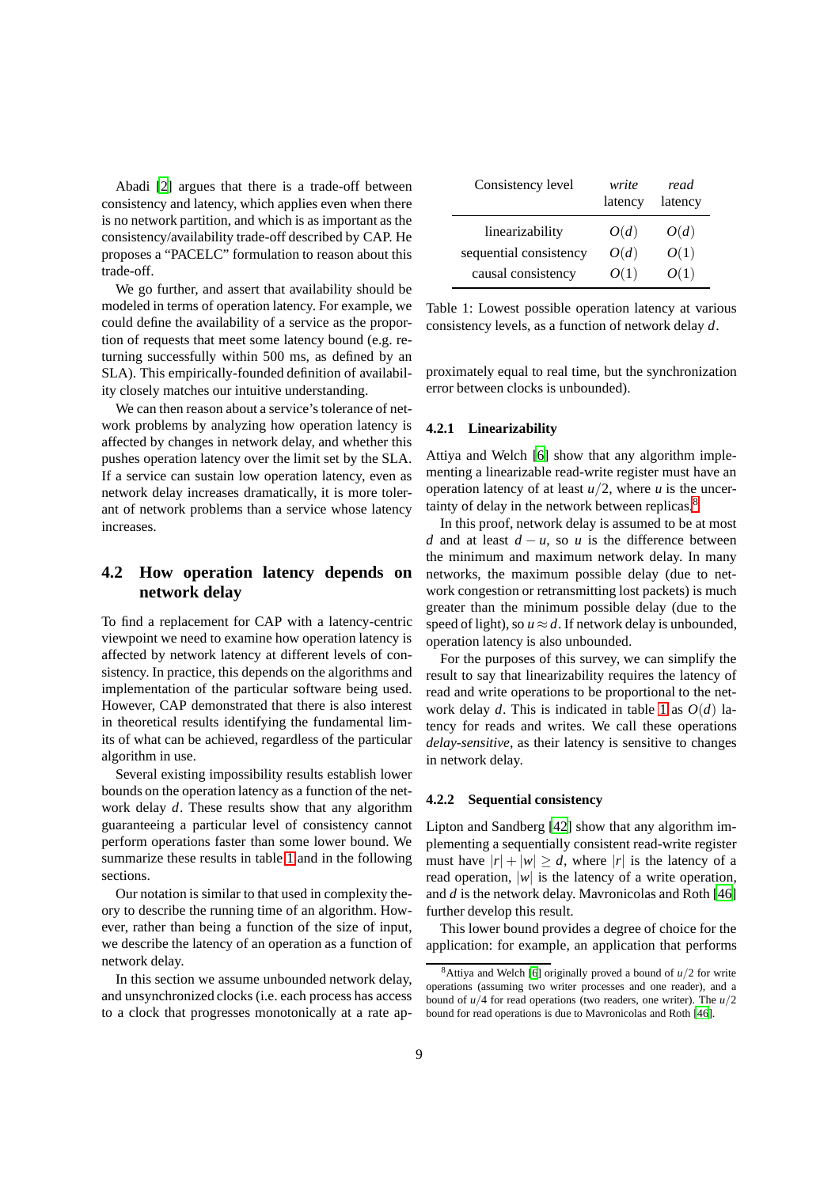Abadi [2] argues that there is a trade-off between consistency and latency, which applies even when there is no network partition, and which is as important as the consistency/availability trade-off described by CAP. He proposes a "PACELC" formulation to reason about this trade-off.

We go further, and assert that availability should be modeled in terms of operation latency. For example, we could define the availability of a service as the proportion of requests that meet some latency bound (e.g. returning successfully within 500 ms, as defined by an SLA). This empirically-founded definition of availability closely matches our intuitive understanding.

We can then reason about a service's tolerance of network problems by analyzing how operation latency is affected by changes in network delay, and whether this pushes operation latency over the limit set by the SLA. If a service can sustain low operation latency, even as network delay increases dramatically, it is more tolerant of network problems than a service whose latency increases.

## 4.2 How operation latency depends on network delay

To find a replacement for CAP with a latency-centric viewpoint we need to examine how operation latency is affected by network latency at different levels of consistency. In practice, this depends on the algorithms and implementation of the particular software being used. However, CAP demonstrated that there is also interest in theoretical results identifying the fundamental limits of what can be achieved, regardless of the particular algorithm in use.

Several existing impossibility results establish lower bounds on the operation latency as a function of the network delay $d$. These results show that any algorithm guaranteeing a particular level of consistency cannot perform operations faster than some lower bound. We summarize these results in table 1 and in the following sections.

Our notation is similar to that used in complexity theory to describe the running time of an algorithm. However, rather than being a function of the size of input, we describe the latency of an operation as a function of network delay.

In this section we assume unbounded network delay, and unsynchronized clocks (i.e. each process has access to a clock that progresses monotonically at a rate approximately equal to real time, but the synchronization error between clocks is unbounded).

| Consistency level | *write* latency | *read* latency |
|---|---|---|
| linearizability | $O(d)$ | $O(d)$ |
| sequential consistency | $O(d)$ | $O(1)$ |
| causal consistency | $O(1)$ | $O(1)$ |

Table 1: Lowest possible operation latency at various consistency levels, as a function of network delay $d$.

### 4.2.1 Linearizability

Attiya and Welch [6] show that any algorithm implementing a linearizable read-write register must have an operation latency of at least $u/2$, where $u$ is the uncertainty of delay in the network between replicas.[8]

In this proof, network delay is assumed to be at most $d$ and at least $d - u$, so $u$ is the difference between the minimum and maximum network delay. In many networks, the maximum possible delay (due to network congestion or retransmitting lost packets) is much greater than the minimum possible delay (due to the speed of light), so $u \approx d$. If network delay is unbounded, operation latency is also unbounded.

For the purposes of this survey, we can simplify the result to say that linearizability requires the latency of read and write operations to be proportional to the network delay $d$. This is indicated in table 1 as $O(d)$ latency for reads and writes. We call these operations *delay-sensitive*, as their latency is sensitive to changes in network delay.

### 4.2.2 Sequential consistency

Lipton and Sandberg [42] show that any algorithm implementing a sequentially consistent read-write register must have $|r| + |w| \geq d$, where $|r|$ is the latency of a read operation, $|w|$ is the latency of a write operation, and $d$ is the network delay. Mavronicolas and Roth [46] further develop this result.

This lower bound provides a degree of choice for the application: for example, an application that performs

[8] Attiya and Welch [6] originally proved a bound of $u/2$ for write operations (assuming two writer processes and one reader), and a bound of $u/4$ for read operations (two readers, one writer). The $u/2$ bound for read operations is due to Mavronicolas and Roth [46].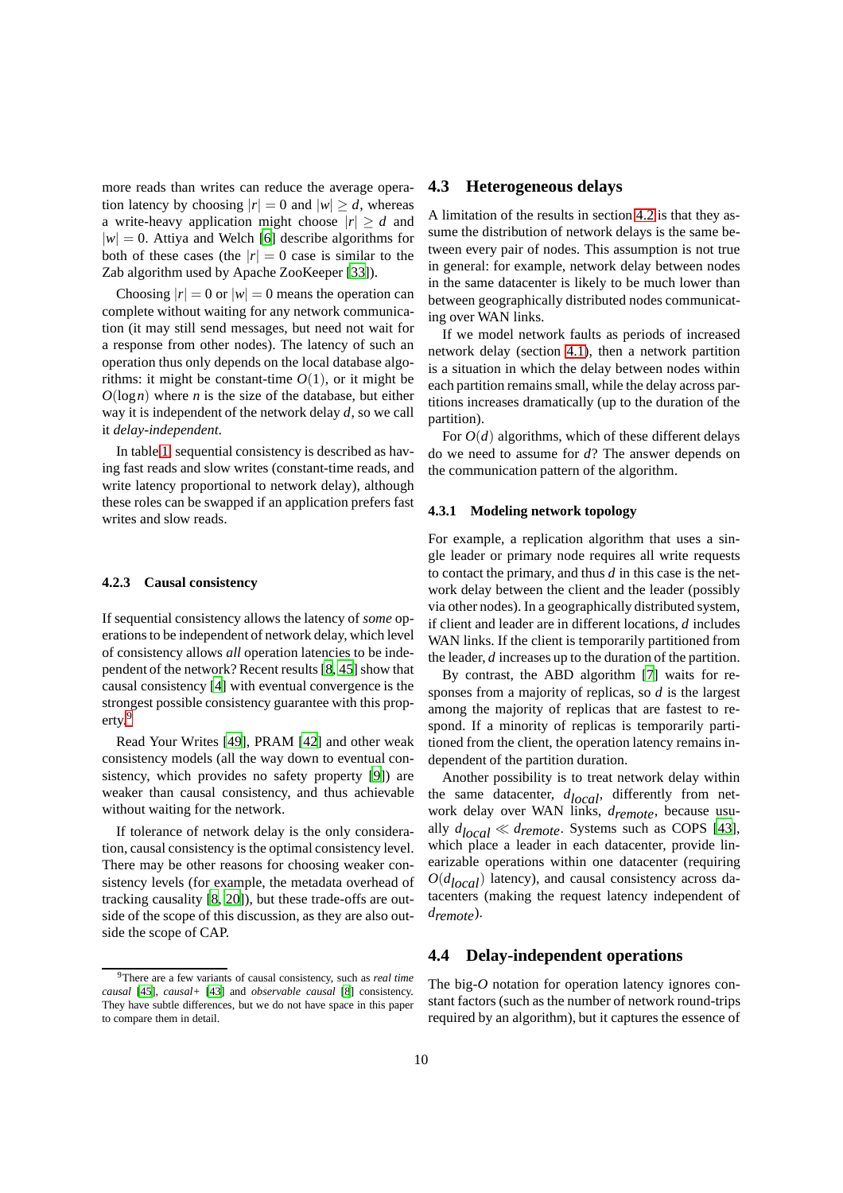more reads than writes can reduce the average operation latency by choosing $|r| = 0$ and $|w| \geq d$, whereas a write-heavy application might choose $|r| \geq d$ and $|w| = 0$. Attiya and Welch [6] describe algorithms for both of these cases (the $|r| = 0$ case is similar to the Zab algorithm used by Apache ZooKeeper [33]).

Choosing $|r| = 0$ or $|w| = 0$ means the operation can complete without waiting for any network communication (it may still send messages, but need not wait for a response from other nodes). The latency of such an operation thus only depends on the local database algorithms: it might be constant-time $O(1)$, or it might be $O(\log n)$ where $n$ is the size of the database, but either way it is independent of the network delay $d$, so we call it *delay-independent*.

In table 1, sequential consistency is described as having fast reads and slow writes (constant-time reads, and write latency proportional to network delay), although these roles can be swapped if an application prefers fast writes and slow reads.

#### 4.2.3 Causal consistency

If sequential consistency allows the latency of *some* operations to be independent of network delay, which level of consistency allows *all* operation latencies to be independent of the network? Recent results [8, 45] show that causal consistency [4] with eventual convergence is the strongest possible consistency guarantee with this property.[9]

Read Your Writes [49], PRAM [42] and other weak consistency models (all the way down to eventual consistency, which provides no safety property [9]) are weaker than causal consistency, and thus achievable without waiting for the network.

If tolerance of network delay is the only consideration, causal consistency is the optimal consistency level. There may be other reasons for choosing weaker consistency levels (for example, the metadata overhead of tracking causality [8, 20]), but these trade-offs are outside of the scope of this discussion, as they are also outside the scope of CAP.

[9] There are a few variants of causal consistency, such as *real time causal* [45], *causal+* [43] and *observable causal* [8] consistency. They have subtle differences, but we do not have space in this paper to compare them in detail.

### 4.3 Heterogeneous delays

A limitation of the results in section 4.2 is that they assume the distribution of network delays is the same between every pair of nodes. This assumption is not true in general: for example, network delay between nodes in the same datacenter is likely to be much lower than between geographically distributed nodes communicating over WAN links.

If we model network faults as periods of increased network delay (section 4.1), then a network partition is a situation in which the delay between nodes within each partition remains small, while the delay across partitions increases dramatically (up to the duration of the partition).

For $O(d)$ algorithms, which of these different delays do we need to assume for $d$? The answer depends on the communication pattern of the algorithm.

#### 4.3.1 Modeling network topology

For example, a replication algorithm that uses a single leader or primary node requires all write requests to contact the primary, and thus $d$ in this case is the network delay between the client and the leader (possibly via other nodes). In a geographically distributed system, if client and leader are in different locations, $d$ includes WAN links. If the client is temporarily partitioned from the leader, $d$ increases up to the duration of the partition.

By contrast, the ABD algorithm [7] waits for responses from a majority of replicas, so $d$ is the largest among the majority of replicas that are fastest to respond. If a minority of replicas is temporarily partitioned from the client, the operation latency remains independent of the partition duration.

Another possibility is to treat network delay within the same datacenter, $d_{local}$, differently from network delay over WAN links, $d_{remote}$, because usually $d_{local} \ll d_{remote}$. Systems such as COPS [43], which place a leader in each datacenter, provide linearizable operations within one datacenter (requiring $O(d_{local})$ latency), and causal consistency across datacenters (making the request latency independent of $d_{remote}$).

### 4.4 Delay-independent operations

The big-$O$ notation for operation latency ignores constant factors (such as the number of network round-trips required by an algorithm), but it captures the essence of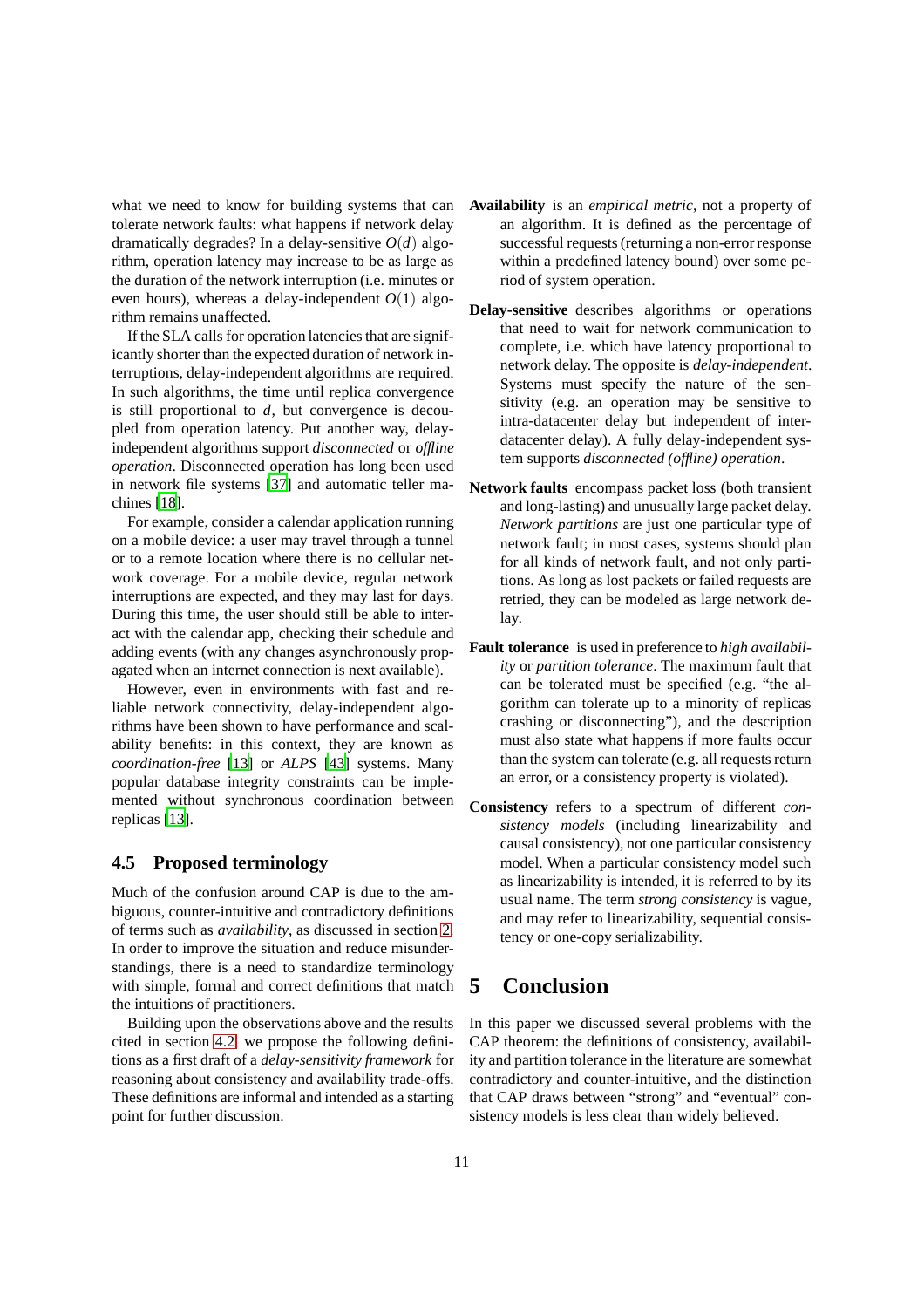what we need to know for building systems that can tolerate network faults: what happens if network delay dramatically degrades? In a delay-sensitive $O(d)$ algorithm, operation latency may increase to be as large as the duration of the network interruption (i.e. minutes or even hours), whereas a delay-independent $O(1)$ algorithm remains unaffected.

If the SLA calls for operation latencies that are significantly shorter than the expected duration of network interruptions, delay-independent algorithms are required. In such algorithms, the time until replica convergence is still proportional to $d$, but convergence is decoupled from operation latency. Put another way, delay-independent algorithms support *disconnected* or *offline operation*. Disconnected operation has long been used in network file systems [37] and automatic teller machines [18].

For example, consider a calendar application running on a mobile device: a user may travel through a tunnel or to a remote location where there is no cellular network coverage. For a mobile device, regular network interruptions are expected, and they may last for days. During this time, the user should still be able to interact with the calendar app, checking their schedule and adding events (with any changes asynchronously propagated when an internet connection is next available).

However, even in environments with fast and reliable network connectivity, delay-independent algorithms have been shown to have performance and scalability benefits: in this context, they are known as *coordination-free* [13] or *ALPS* [43] systems. Many popular database integrity constraints can be implemented without synchronous coordination between replicas [13].

### 4.5 Proposed terminology

Much of the confusion around CAP is due to the ambiguous, counter-intuitive and contradictory definitions of terms such as *availability*, as discussed in section 2. In order to improve the situation and reduce misunderstandings, there is a need to standardize terminology with simple, formal and correct definitions that match the intuitions of practitioners.

Building upon the observations above and the results cited in section 4.2, we propose the following definitions as a first draft of a *delay-sensitivity framework* for reasoning about consistency and availability trade-offs. These definitions are informal and intended as a starting point for further discussion.

**Availability** is an *empirical metric*, not a property of an algorithm. It is defined as the percentage of successful requests (returning a non-error response within a predefined latency bound) over some period of system operation.

**Delay-sensitive** describes algorithms or operations that need to wait for network communication to complete, i.e. which have latency proportional to network delay. The opposite is *delay-independent*. Systems must specify the nature of the sensitivity (e.g. an operation may be sensitive to intra-datacenter delay but independent of inter-datacenter delay). A fully delay-independent system supports *disconnected (offline) operation*.

**Network faults** encompass packet loss (both transient and long-lasting) and unusually large packet delay. *Network partitions* are just one particular type of network fault; in most cases, systems should plan for all kinds of network fault, and not only partitions. As long as lost packets or failed requests are retried, they can be modeled as large network delay.

**Fault tolerance** is used in preference to *high availability* or *partition tolerance*. The maximum fault that can be tolerated must be specified (e.g. "the algorithm can tolerate up to a minority of replicas crashing or disconnecting"), and the description must also state what happens if more faults occur than the system can tolerate (e.g. all requests return an error, or a consistency property is violated).

**Consistency** refers to a spectrum of different *consistency models* (including linearizability and causal consistency), not one particular consistency model. When a particular consistency model such as linearizability is intended, it is referred to by its usual name. The term *strong consistency* is vague, and may refer to linearizability, sequential consistency or one-copy serializability.

## 5 Conclusion

In this paper we discussed several problems with the CAP theorem: the definitions of consistency, availability and partition tolerance in the literature are somewhat contradictory and counter-intuitive, and the distinction that CAP draws between "strong" and "eventual" consistency models is less clear than widely believed.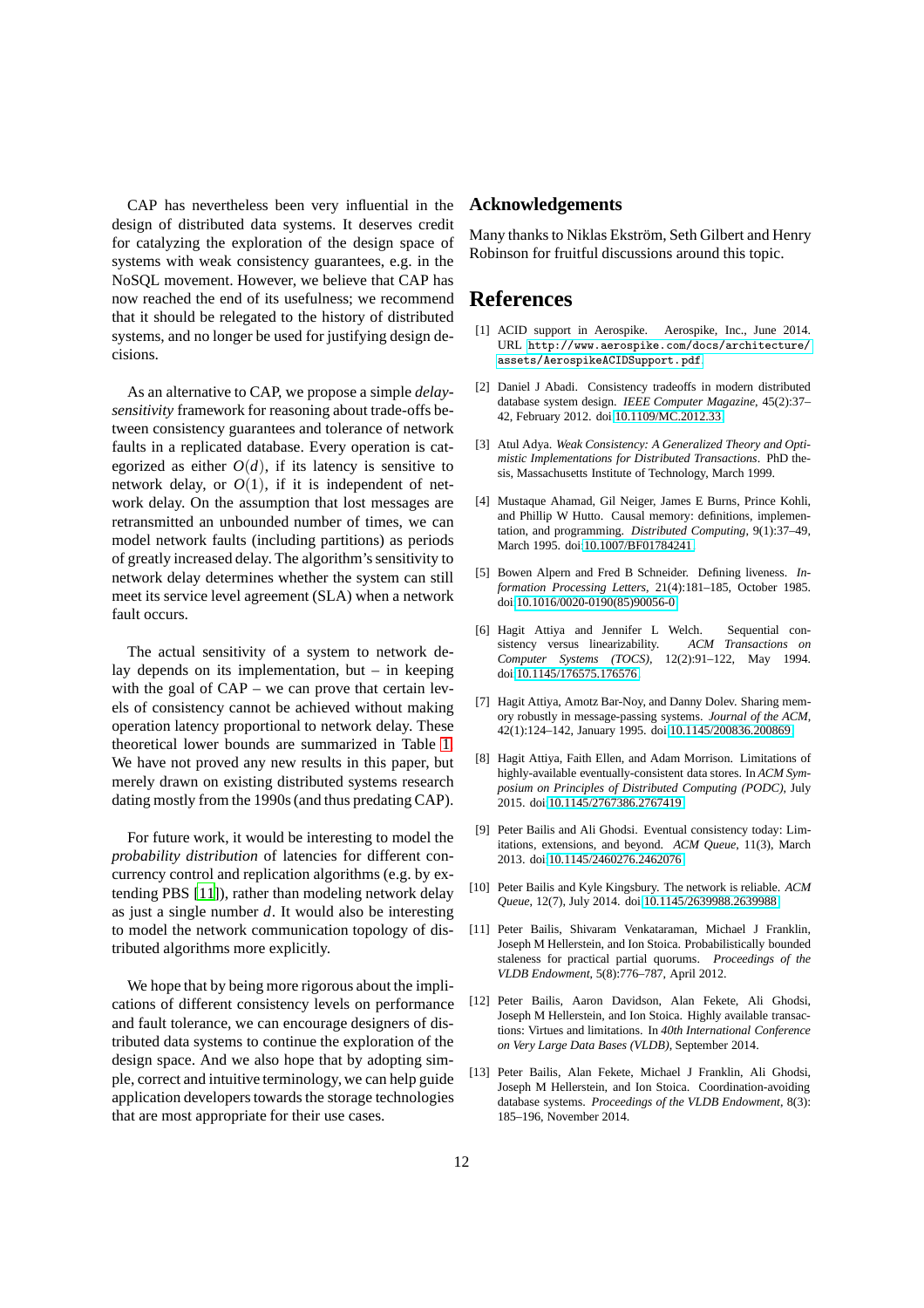CAP has nevertheless been very influential in the design of distributed data systems. It deserves credit for catalyzing the exploration of the design space of systems with weak consistency guarantees, e.g. in the NoSQL movement. However, we believe that CAP has now reached the end of its usefulness; we recommend that it should be relegated to the history of distributed systems, and no longer be used for justifying design decisions.

As an alternative to CAP, we propose a simple *delay-sensitivity* framework for reasoning about trade-offs between consistency guarantees and tolerance of network faults in a replicated database. Every operation is categorized as either $O(d)$, if its latency is sensitive to network delay, or $O(1)$, if it is independent of network delay. On the assumption that lost messages are retransmitted an unbounded number of times, we can model network faults (including partitions) as periods of greatly increased delay. The algorithm's sensitivity to network delay determines whether the system can still meet its service level agreement (SLA) when a network fault occurs.

The actual sensitivity of a system to network delay depends on its implementation, but – in keeping with the goal of CAP – we can prove that certain levels of consistency cannot be achieved without making operation latency proportional to network delay. These theoretical lower bounds are summarized in Table 1. We have not proved any new results in this paper, but merely drawn on existing distributed systems research dating mostly from the 1990s (and thus predating CAP).

For future work, it would be interesting to model the *probability distribution* of latencies for different concurrency control and replication algorithms (e.g. by extending PBS [11]), rather than modeling network delay as just a single number $d$. It would also be interesting to model the network communication topology of distributed algorithms more explicitly.

We hope that by being more rigorous about the implications of different consistency levels on performance and fault tolerance, we can encourage designers of distributed data systems to continue the exploration of the design space. And we also hope that by adopting simple, correct and intuitive terminology, we can help guide application developers towards the storage technologies that are most appropriate for their use cases.

## Acknowledgements

Many thanks to Niklas Ekström, Seth Gilbert and Henry Robinson for fruitful discussions around this topic.

## References

[1] ACID support in Aerospike. Aerospike, Inc., June 2014. URL http://www.aerospike.com/docs/architecture/assets/AerospikeACIDSupport.pdf.

[2] Daniel J Abadi. Consistency tradeoffs in modern distributed database system design. *IEEE Computer Magazine*, 45(2):37–42, February 2012. doi:10.1109/MC.2012.33.

[3] Atul Adya. *Weak Consistency: A Generalized Theory and Optimistic Implementations for Distributed Transactions*. PhD thesis, Massachusetts Institute of Technology, March 1999.

[4] Mustaque Ahamad, Gil Neiger, James E Burns, Prince Kohli, and Phillip W Hutto. Causal memory: definitions, implementation, and programming. *Distributed Computing*, 9(1):37–49, March 1995. doi:10.1007/BF01784241.

[5] Bowen Alpern and Fred B Schneider. Defining liveness. *Information Processing Letters*, 21(4):181–185, October 1985. doi:10.1016/0020-0190(85)90056-0.

[6] Hagit Attiya and Jennifer L Welch. Sequential consistency versus linearizability. *ACM Transactions on Computer Systems (TOCS)*, 12(2):91–122, May 1994. doi:10.1145/176575.176576.

[7] Hagit Attiya, Amotz Bar-Noy, and Danny Dolev. Sharing memory robustly in message-passing systems. *Journal of the ACM*, 42(1):124–142, January 1995. doi:10.1145/200836.200869.

[8] Hagit Attiya, Faith Ellen, and Adam Morrison. Limitations of highly-available eventually-consistent data stores. In *ACM Symposium on Principles of Distributed Computing (PODC)*, July 2015. doi:10.1145/2767386.2767419.

[9] Peter Bailis and Ali Ghodsi. Eventual consistency today: Limitations, extensions, and beyond. *ACM Queue*, 11(3), March 2013. doi:10.1145/2460276.2462076.

[10] Peter Bailis and Kyle Kingsbury. The network is reliable. *ACM Queue*, 12(7), July 2014. doi:10.1145/2639988.2639988.

[11] Peter Bailis, Shivaram Venkataraman, Michael J Franklin, Joseph M Hellerstein, and Ion Stoica. Probabilistically bounded staleness for practical partial quorums. *Proceedings of the VLDB Endowment*, 5(8):776–787, April 2012.

[12] Peter Bailis, Aaron Davidson, Alan Fekete, Ali Ghodsi, Joseph M Hellerstein, and Ion Stoica. Highly available transactions: Virtues and limitations. In *40th International Conference on Very Large Data Bases (VLDB)*, September 2014.

[13] Peter Bailis, Alan Fekete, Michael J Franklin, Ali Ghodsi, Joseph M Hellerstein, and Ion Stoica. Coordination-avoiding database systems. *Proceedings of the VLDB Endowment*, 8(3):185–196, November 2014.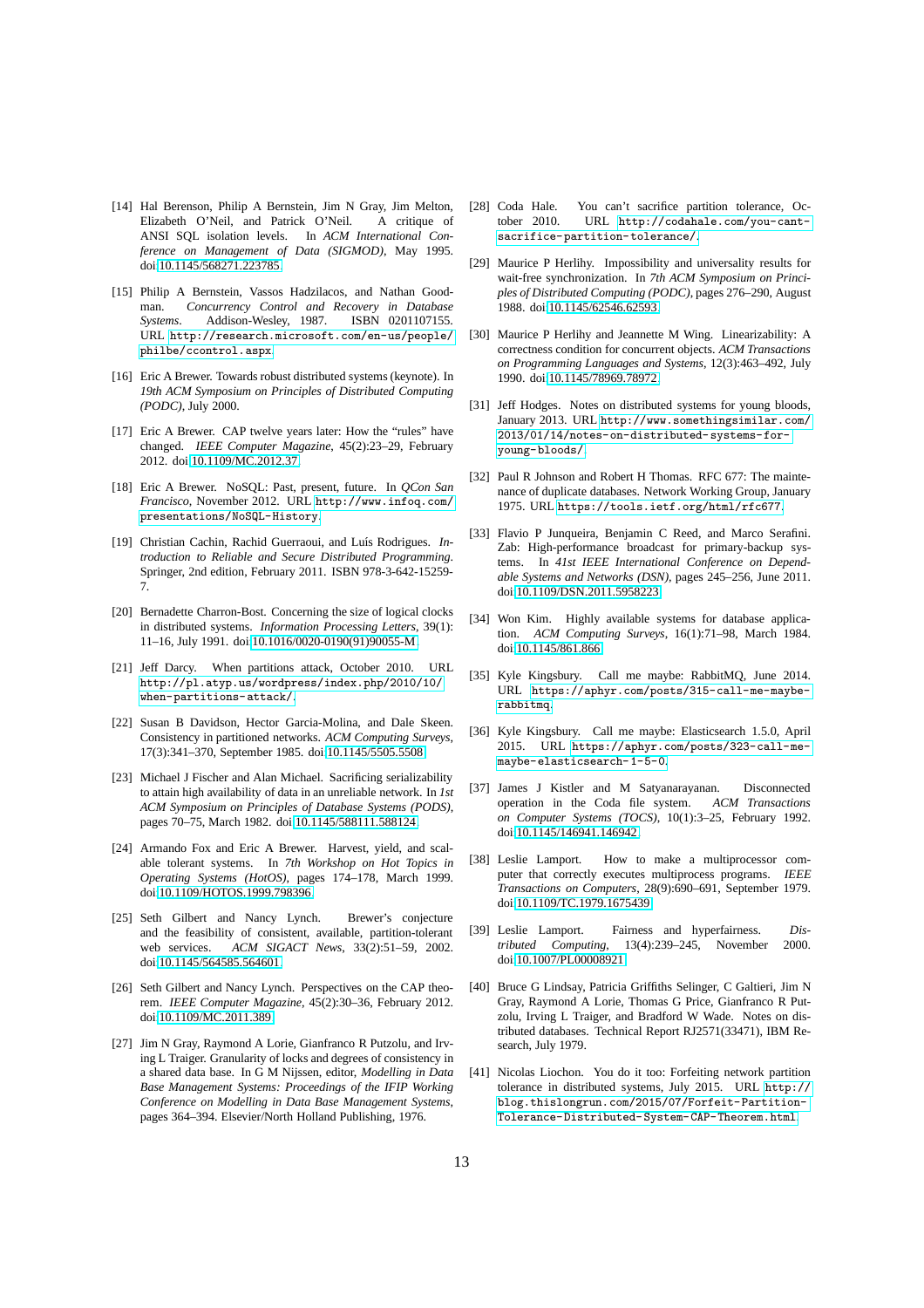[14] Hal Berenson, Philip A Bernstein, Jim N Gray, Jim Melton, Elizabeth O'Neil, and Patrick O'Neil. A critique of ANSI SQL isolation levels. In *ACM International Conference on Management of Data (SIGMOD)*, May 1995. doi:10.1145/568271.223785.

[15] Philip A Bernstein, Vassos Hadzilacos, and Nathan Goodman. *Concurrency Control and Recovery in Database Systems*. Addison-Wesley, 1987. ISBN 0201107155. URL `http://research.microsoft.com/en-us/people/philbe/ccontrol.aspx`.

[16] Eric A Brewer. Towards robust distributed systems (keynote). In *19th ACM Symposium on Principles of Distributed Computing (PODC)*, July 2000.

[17] Eric A Brewer. CAP twelve years later: How the "rules" have changed. *IEEE Computer Magazine*, 45(2):23–29, February 2012. doi:10.1109/MC.2012.37.

[18] Eric A Brewer. NoSQL: Past, present, future. In *QCon San Francisco*, November 2012. URL `http://www.infoq.com/presentations/NoSQL-History`.

[19] Christian Cachin, Rachid Guerraoui, and Luís Rodrigues. *Introduction to Reliable and Secure Distributed Programming*. Springer, 2nd edition, February 2011. ISBN 978-3-642-15259-7.

[20] Bernadette Charron-Bost. Concerning the size of logical clocks in distributed systems. *Information Processing Letters*, 39(1):11–16, July 1991. doi:10.1016/0020-0190(91)90055-M.

[21] Jeff Darcy. When partitions attack, October 2010. URL `http://pl.atyp.us/wordpress/index.php/2010/10/when-partitions-attack/`.

[22] Susan B Davidson, Hector Garcia-Molina, and Dale Skeen. Consistency in partitioned networks. *ACM Computing Surveys*, 17(3):341–370, September 1985. doi:10.1145/5505.5508.

[23] Michael J Fischer and Alan Michael. Sacrificing serializability to attain high availability of data in an unreliable network. In *1st ACM Symposium on Principles of Database Systems (PODS)*, pages 70–75, March 1982. doi:10.1145/588111.588124.

[24] Armando Fox and Eric A Brewer. Harvest, yield, and scalable tolerant systems. In *7th Workshop on Hot Topics in Operating Systems (HotOS)*, pages 174–178, March 1999. doi:10.1109/HOTOS.1999.798396.

[25] Seth Gilbert and Nancy Lynch. Brewer's conjecture and the feasibility of consistent, available, partition-tolerant web services. *ACM SIGACT News*, 33(2):51–59, 2002. doi:10.1145/564585.564601.

[26] Seth Gilbert and Nancy Lynch. Perspectives on the CAP theorem. *IEEE Computer Magazine*, 45(2):30–36, February 2012. doi:10.1109/MC.2011.389.

[27] Jim N Gray, Raymond A Lorie, Gianfranco R Putzolu, and Irving L Traiger. Granularity of locks and degrees of consistency in a shared data base. In G M Nijssen, editor, *Modelling in Data Base Management Systems: Proceedings of the IFIP Working Conference on Modelling in Data Base Management Systems*, pages 364–394. Elsevier/North Holland Publishing, 1976.

[28] Coda Hale. You can't sacrifice partition tolerance, October 2010. URL `http://codahale.com/you-cant-sacrifice-partition-tolerance/`.

[29] Maurice P Herlihy. Impossibility and universality results for wait-free synchronization. In *7th ACM Symposium on Principles of Distributed Computing (PODC)*, pages 276–290, August 1988. doi:10.1145/62546.62593.

[30] Maurice P Herlihy and Jeannette M Wing. Linearizability: A correctness condition for concurrent objects. *ACM Transactions on Programming Languages and Systems*, 12(3):463–492, July 1990. doi:10.1145/78969.78972.

[31] Jeff Hodges. Notes on distributed systems for young bloods, January 2013. URL `http://www.somethingsimilar.com/2013/01/14/notes-on-distributed-systems-for-young-bloods/`.

[32] Paul R Johnson and Robert H Thomas. RFC 677: The maintenance of duplicate databases. Network Working Group, January 1975. URL `https://tools.ietf.org/html/rfc677`.

[33] Flavio P Junqueira, Benjamin C Reed, and Marco Serafini. Zab: High-performance broadcast for primary-backup systems. In *41st IEEE International Conference on Dependable Systems and Networks (DSN)*, pages 245–256, June 2011. doi:10.1109/DSN.2011.5958223.

[34] Won Kim. Highly available systems for database application. *ACM Computing Surveys*, 16(1):71–98, March 1984. doi:10.1145/861.866.

[35] Kyle Kingsbury. Call me maybe: RabbitMQ, June 2014. URL `https://aphyr.com/posts/315-call-me-maybe-rabbitmq`.

[36] Kyle Kingsbury. Call me maybe: Elasticsearch 1.5.0, April 2015. URL `https://aphyr.com/posts/323-call-me-maybe-elasticsearch-1-5-0`.

[37] James J Kistler and M Satyanarayanan. Disconnected operation in the Coda file system. *ACM Transactions on Computer Systems (TOCS)*, 10(1):3–25, February 1992. doi:10.1145/146941.146942.

[38] Leslie Lamport. How to make a multiprocessor computer that correctly executes multiprocess programs. *IEEE Transactions on Computers*, 28(9):690–691, September 1979. doi:10.1109/TC.1979.1675439.

[39] Leslie Lamport. Fairness and hyperfairness. *Distributed Computing*, 13(4):239–245, November 2000. doi:10.1007/PL00008921.

[40] Bruce G Lindsay, Patricia Griffiths Selinger, C Galtieri, Jim N Gray, Raymond A Lorie, Thomas G Price, Gianfranco R Putzolu, Irving L Traiger, and Bradford W Wade. Notes on distributed databases. Technical Report RJ2571(33471), IBM Research, July 1979.

[41] Nicolas Liochon. You do it too: Forfeiting network partition tolerance in distributed systems, July 2015. URL `http://blog.thislongrun.com/2015/07/Forfeit-Partition-Tolerance-Distributed-System-CAP-Theorem.html`.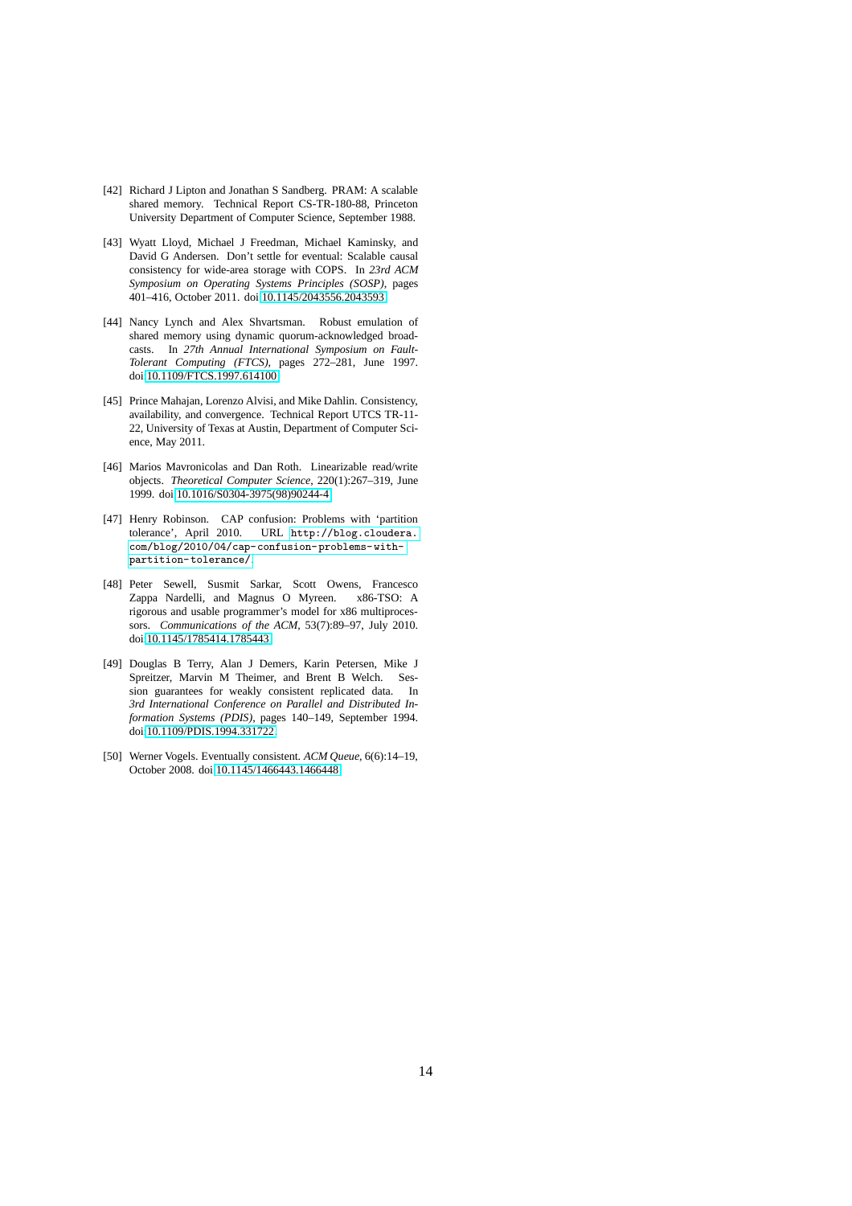[42] Richard J Lipton and Jonathan S Sandberg. PRAM: A scalable shared memory. Technical Report CS-TR-180-88, Princeton University Department of Computer Science, September 1988.

[43] Wyatt Lloyd, Michael J Freedman, Michael Kaminsky, and David G Andersen. Don't settle for eventual: Scalable causal consistency for wide-area storage with COPS. In *23rd ACM Symposium on Operating Systems Principles (SOSP)*, pages 401–416, October 2011. doi:10.1145/2043556.2043593.

[44] Nancy Lynch and Alex Shvartsman. Robust emulation of shared memory using dynamic quorum-acknowledged broadcasts. In *27th Annual International Symposium on Fault-Tolerant Computing (FTCS)*, pages 272–281, June 1997. doi:10.1109/FTCS.1997.614100.

[45] Prince Mahajan, Lorenzo Alvisi, and Mike Dahlin. Consistency, availability, and convergence. Technical Report UTCS TR-11-22, University of Texas at Austin, Department of Computer Science, May 2011.

[46] Marios Mavronicolas and Dan Roth. Linearizable read/write objects. *Theoretical Computer Science*, 220(1):267–319, June 1999. doi:10.1016/S0304-3975(98)90244-4.

[47] Henry Robinson. CAP confusion: Problems with 'partition tolerance', April 2010. URL `http://blog.cloudera.com/blog/2010/04/cap-confusion-problems-with-partition-tolerance/`.

[48] Peter Sewell, Susmit Sarkar, Scott Owens, Francesco Zappa Nardelli, and Magnus O Myreen. x86-TSO: A rigorous and usable programmer's model for x86 multiprocessors. *Communications of the ACM*, 53(7):89–97, July 2010. doi:10.1145/1785414.1785443.

[49] Douglas B Terry, Alan J Demers, Karin Petersen, Mike J Spreitzer, Marvin M Theimer, and Brent B Welch. Session guarantees for weakly consistent replicated data. In *3rd International Conference on Parallel and Distributed Information Systems (PDIS)*, pages 140–149, September 1994. doi:10.1109/PDIS.1994.331722.

[50] Werner Vogels. Eventually consistent. *ACM Queue*, 6(6):14–19, October 2008. doi:10.1145/1466443.1466448.